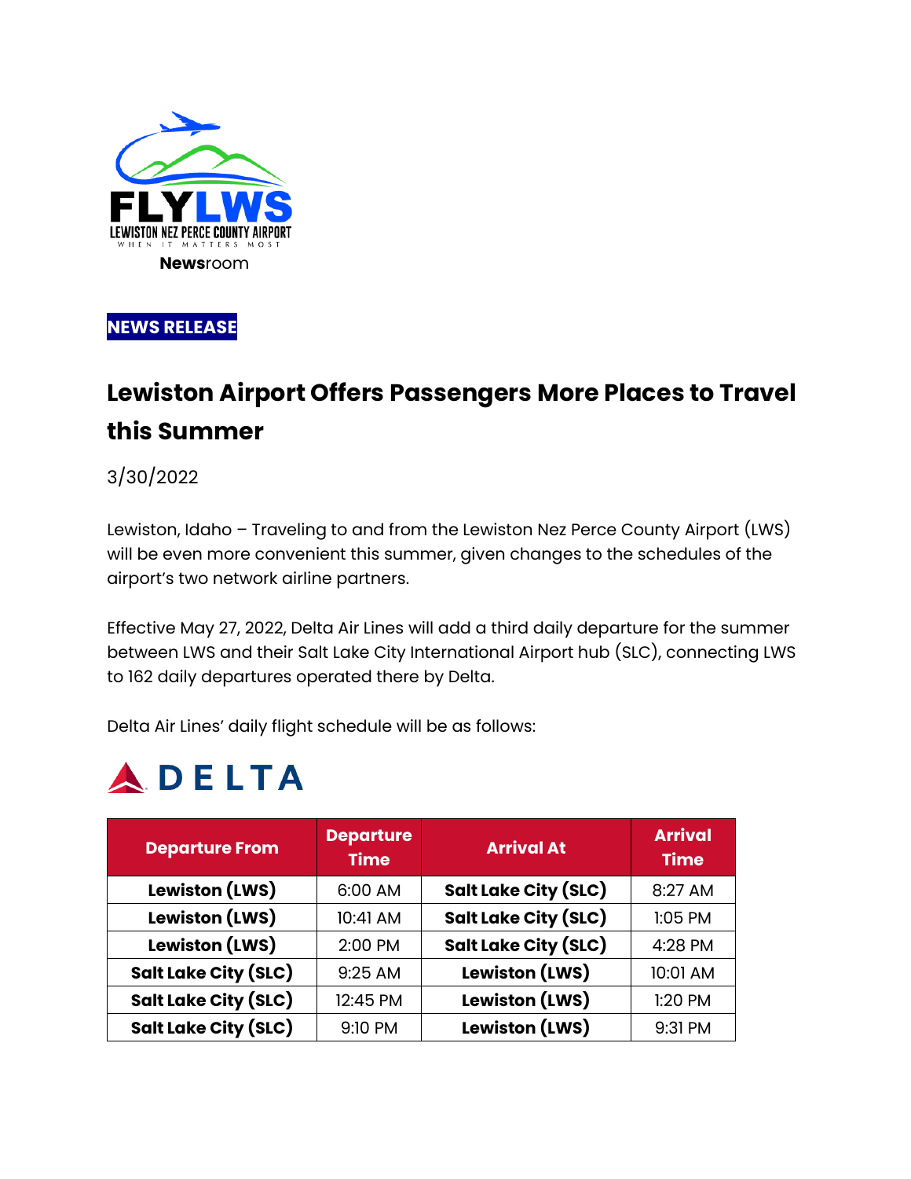FLYLWS
LEWISTON NEZ PERCE COUNTY AIRPORT
WHEN IT MATTERS MOST

**News**room

**NEWS RELEASE**

# Lewiston Airport Offers Passengers More Places to Travel this Summer

3/30/2022

Lewiston, Idaho – Traveling to and from the Lewiston Nez Perce County Airport (LWS) will be even more convenient this summer, given changes to the schedules of the airport's two network airline partners.

Effective May 27, 2022, Delta Air Lines will add a third daily departure for the summer between LWS and their Salt Lake City International Airport hub (SLC), connecting LWS to 162 daily departures operated there by Delta.

Delta Air Lines' daily flight schedule will be as follows:

DELTA

| Departure From | Departure Time | Arrival At | Arrival Time |
|---|---|---|---|
| **Lewiston (LWS)** | 6:00 AM | **Salt Lake City (SLC)** | 8:27 AM |
| **Lewiston (LWS)** | 10:41 AM | **Salt Lake City (SLC)** | 1:05 PM |
| **Lewiston (LWS)** | 2:00 PM | **Salt Lake City (SLC)** | 4:28 PM |
| **Salt Lake City (SLC)** | 9:25 AM | **Lewiston (LWS)** | 10:01 AM |
| **Salt Lake City (SLC)** | 12:45 PM | **Lewiston (LWS)** | 1:20 PM |
| **Salt Lake City (SLC)** | 9:10 PM | **Lewiston (LWS)** | 9:31 PM |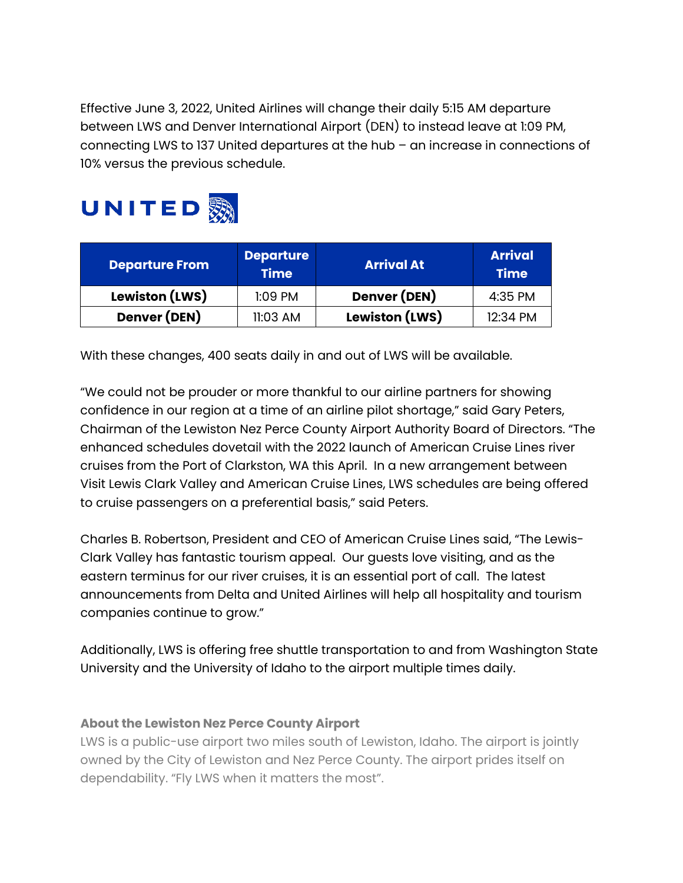Effective June 3, 2022, United Airlines will change their daily 5:15 AM departure between LWS and Denver International Airport (DEN) to instead leave at 1:09 PM, connecting LWS to 137 United departures at the hub – an increase in connections of 10% versus the previous schedule.

UNITED

| Departure From | Departure Time | Arrival At | Arrival Time |
|---|---|---|---|
| **Lewiston (LWS)** | 1:09 PM | **Denver (DEN)** | 4:35 PM |
| **Denver (DEN)** | 11:03 AM | **Lewiston (LWS)** | 12:34 PM |

With these changes, 400 seats daily in and out of LWS will be available.

"We could not be prouder or more thankful to our airline partners for showing confidence in our region at a time of an airline pilot shortage," said Gary Peters, Chairman of the Lewiston Nez Perce County Airport Authority Board of Directors. "The enhanced schedules dovetail with the 2022 launch of American Cruise Lines river cruises from the Port of Clarkston, WA this April. In a new arrangement between Visit Lewis Clark Valley and American Cruise Lines, LWS schedules are being offered to cruise passengers on a preferential basis," said Peters.

Charles B. Robertson, President and CEO of American Cruise Lines said, "The Lewis-Clark Valley has fantastic tourism appeal. Our guests love visiting, and as the eastern terminus for our river cruises, it is an essential port of call. The latest announcements from Delta and United Airlines will help all hospitality and tourism companies continue to grow."

Additionally, LWS is offering free shuttle transportation to and from Washington State University and the University of Idaho to the airport multiple times daily.

**About the Lewiston Nez Perce County Airport**

LWS is a public-use airport two miles south of Lewiston, Idaho. The airport is jointly owned by the City of Lewiston and Nez Perce County. The airport prides itself on dependability. "Fly LWS when it matters the most".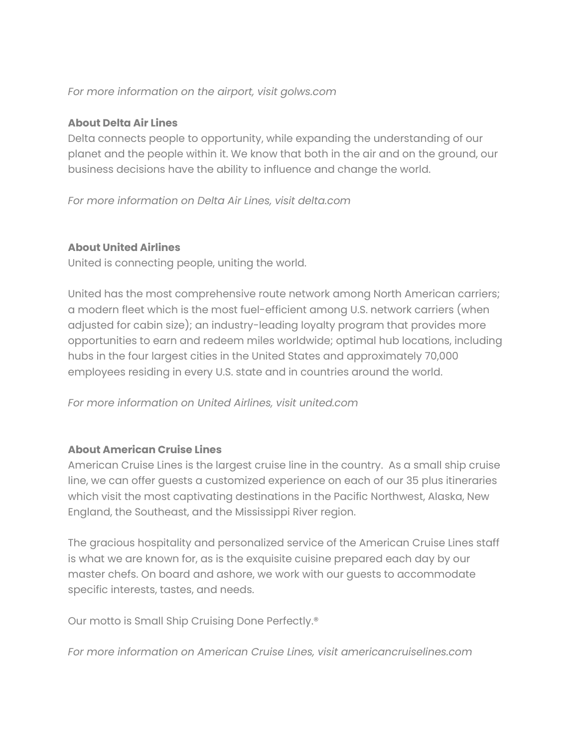*For more information on the airport, visit golws.com*

**About Delta Air Lines**
Delta connects people to opportunity, while expanding the understanding of our planet and the people within it. We know that both in the air and on the ground, our business decisions have the ability to influence and change the world.

*For more information on Delta Air Lines, visit delta.com*

**About United Airlines**
United is connecting people, uniting the world.

United has the most comprehensive route network among North American carriers; a modern fleet which is the most fuel-efficient among U.S. network carriers (when adjusted for cabin size); an industry-leading loyalty program that provides more opportunities to earn and redeem miles worldwide; optimal hub locations, including hubs in the four largest cities in the United States and approximately 70,000 employees residing in every U.S. state and in countries around the world.

*For more information on United Airlines, visit united.com*

**About American Cruise Lines**
American Cruise Lines is the largest cruise line in the country. As a small ship cruise line, we can offer guests a customized experience on each of our 35 plus itineraries which visit the most captivating destinations in the Pacific Northwest, Alaska, New England, the Southeast, and the Mississippi River region.

The gracious hospitality and personalized service of the American Cruise Lines staff is what we are known for, as is the exquisite cuisine prepared each day by our master chefs. On board and ashore, we work with our guests to accommodate specific interests, tastes, and needs.

Our motto is Small Ship Cruising Done Perfectly.®

*For more information on American Cruise Lines, visit americancruiselines.com*